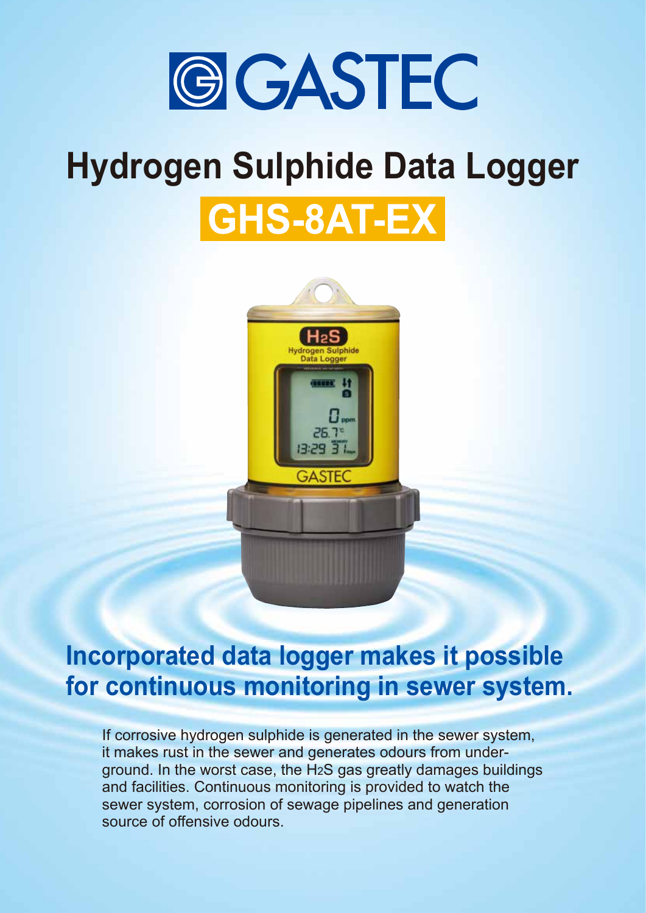# GASTEC

# Hydrogen Sulphide Data Logger

## GHS-8AT-EX

## Incorporated data logger makes it possible for continuous monitoring in sewer system.

If corrosive hydrogen sulphide is generated in the sewer system, it makes rust in the sewer and generates odours from underground. In the worst case, the $H_2S$ gas greatly damages buildings and facilities. Continuous monitoring is provided to watch the sewer system, corrosion of sewage pipelines and generation source of offensive odours.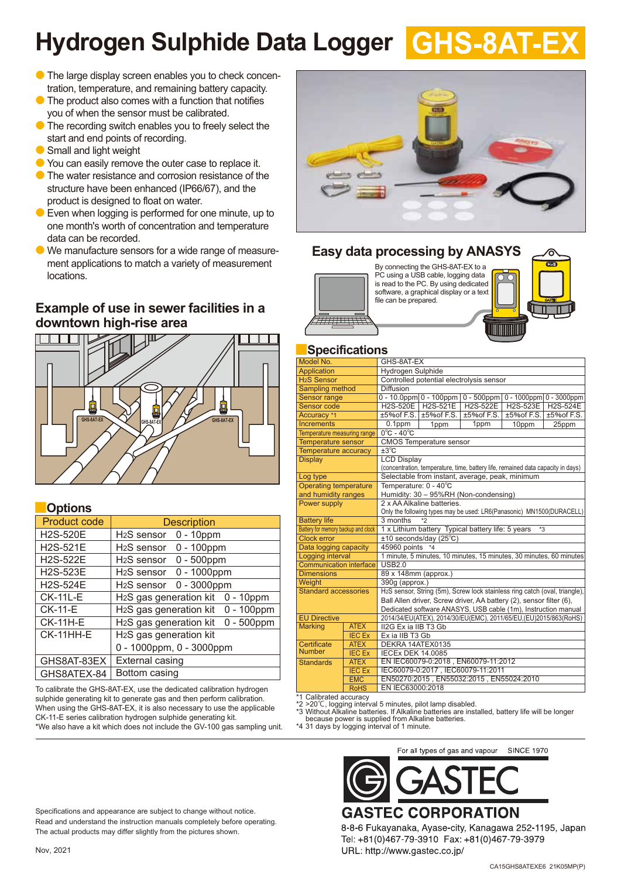# Hydrogen Sulphide Data Logger GHS-8AT-EX

- The large display screen enables you to check concentration, temperature, and remaining battery capacity.
- The product also comes with a function that notifies you of when the sensor must be calibrated.
- The recording switch enables you to freely select the start and end points of recording.
- Small and light weight
- You can easily remove the outer case to replace it.
- The water resistance and corrosion resistance of the structure have been enhanced (IP66/67), and the product is designed to float on water.
- Even when logging is performed for one minute, up to one month's worth of concentration and temperature data can be recorded.
- We manufacture sensors for a wide range of measurement applications to match a variety of measurement locations.

## Example of use in sewer facilities in a downtown high-rise area

GHS-8AT-EX GHS-8AT-EX GHS-8AT-EX

## Options

| Product code | Description |
|---|---|
| H2S-520E | $H_2S$ sensor 0 - 10ppm |
| H2S-521E | $H_2S$ sensor 0 - 100ppm |
| H2S-522E | $H_2S$ sensor 0 - 500ppm |
| H2S-523E | $H_2S$ sensor 0 - 1000ppm |
| H2S-524E | $H_2S$ sensor 0 - 3000ppm |
| CK-11L-E | $H_2S$ gas generation kit 0 - 10ppm |
| CK-11-E | $H_2S$ gas generation kit 0 - 100ppm |
| CK-11H-E | $H_2S$ gas generation kit 0 - 500ppm |
| CK-11HH-E | $H_2S$ gas generation kit 0 - 1000ppm, 0 - 3000ppm |
| GHS8AT-83EX | External casing |
| GHS8ATEX-84 | Bottom casing |

To calibrate the GHS-8AT-EX, use the dedicated calibration hydrogen sulphide generating kit to generate gas and then perform calibration. When using the GHS-8AT-EX, it is also necessary to use the applicable CK-11-E series calibration hydrogen sulphide generating kit.
*We also have a kit which does not include the GV-100 gas sampling unit.

## Easy data processing by ANASYS

By connecting the GHS-8AT-EX to a PC using a USB cable, logging data is read to the PC. By using dedicated software, a graphical display or a text file can be prepared.

## Specifications

| | | | | | | |
|---|---|---|---|---|---|---|
| Model No. | | GHS-8AT-EX | | | | |
| Application | | Hydrogen Sulphide | | | | |
| $H_2S$ Sensor | | Controlled potential electrolysis sensor | | | | |
| Sampling method | | Diffusion | | | | |
| Sensor range | | 0 - 10.0ppm | 0 - 100ppm | 0 - 500ppm | 0 - 1000ppm | 0 - 3000ppm |
| Sensor code | | H2S-520E | H2S-521E | H2S-522E | H2S-523E | H2S-524E |
| Accuracy *1 | | ±5%of F.S. | ±5%of F.S. | ±5%of F.S. | ±5%of F.S. | ±5%of F.S. |
| Increments | | 0.1ppm | 1ppm | 1ppm | 10ppm | 25ppm |
| Temperature measuring range | | 0℃ - 40℃ | | | | |
| Temperature sensor | | CMOS Temperature sensor | | | | |
| Temperature accuracy | | ±3℃ | | | | |
| Display | | LCD Display (concentration, temperature, time, battery life, remained data capacity in days) | | | | |
| Log type | | Selectable from instant, average, peak, minimum | | | | |
| Operating temperature and humidity ranges | | Temperature: 0 - 40℃ Humidity: 30 – 95%RH (Non-condensing) | | | | |
| Power supply | | 2 x AA Alkaline batteries. Only the following types may be used: LR6(Panasonic) MN1500(DURACELL) | | | | |
| Battery life | | 3 months *2 | | | | |
| Battery for memory backup and clock | | 1 x Lithium battery Typical battery life: 5 years *3 | | | | |
| Clock error | | ±10 seconds/day (25℃) | | | | |
| Data logging capacity | | 45960 points *4 | | | | |
| Logging interval | | 1 minute, 5 minutes, 10 minutes, 15 minutes, 30 minutes, 60 minutes | | | | |
| Communication interface | | USB2.0 | | | | |
| Dimensions | | 89 x 148mm (approx.) | | | | |
| Weight | | 390g (approx.) | | | | |
| Standard accessories | | $H_2S$ sensor, String (5m), Screw lock stainless ring catch (oval, triangle), Ball Allen driver, Screw driver, AA battery (2), sensor filter (6), Dedicated software ANASYS, USB cable (1m), Instruction manual | | | | |
| EU Directive | | 2014/34/EU(ATEX), 2014/30/EU(EMC), 2011/65/EU,(EU)2015/863(RoHS) | | | | |
| Marking | ATEX | II2G Ex ia IIB T3 Gb | | | | |
| | IEC Ex | Ex ia IIB T3 Gb | | | | |
| Certificate Number | ATEX | DEKRA 14ATEX0135 | | | | |
| | IEC Ex | IECEx DEK 14.0085 | | | | |
| Standards | ATEX | EN IEC60079-0:2018 , EN60079-11:2012 | | | | |
| | IEC Ex | IEC60079-0:2017 , IEC60079-11:2011 | | | | |
| | EMC | EN50270:2015 , EN55032:2015 , EN55024:2010 | | | | |
| | RoHS | EN IEC63000:2018 | | | | |

*1 Calibrated accuracy
*2 >20℃, logging interval 5 minutes, pilot lamp disabled.
*3 Without Alkaline batteries. If Alkaline batteries are installed, battery life will be longer because power is supplied from Alkaline batteries.
*4 31 days by logging interval of 1 minute.

Specifications and appearance are subject to change without notice.
Read and understand the instruction manuals completely before operating.
The actual products may differ slightly from the pictures shown.

Nov, 2021

For all types of gas and vapour SINCE 1970

GASTEC

**GASTEC CORPORATION**
8-8-6 Fukayanaka, Ayase-city, Kanagawa 252-1195, Japan
Tel: +81(0)467-79-3910 Fax: +81(0)467-79-3979
URL: http://www.gastec.co.jp/

CA15GHS8ATEXE6 21K05MP(P)